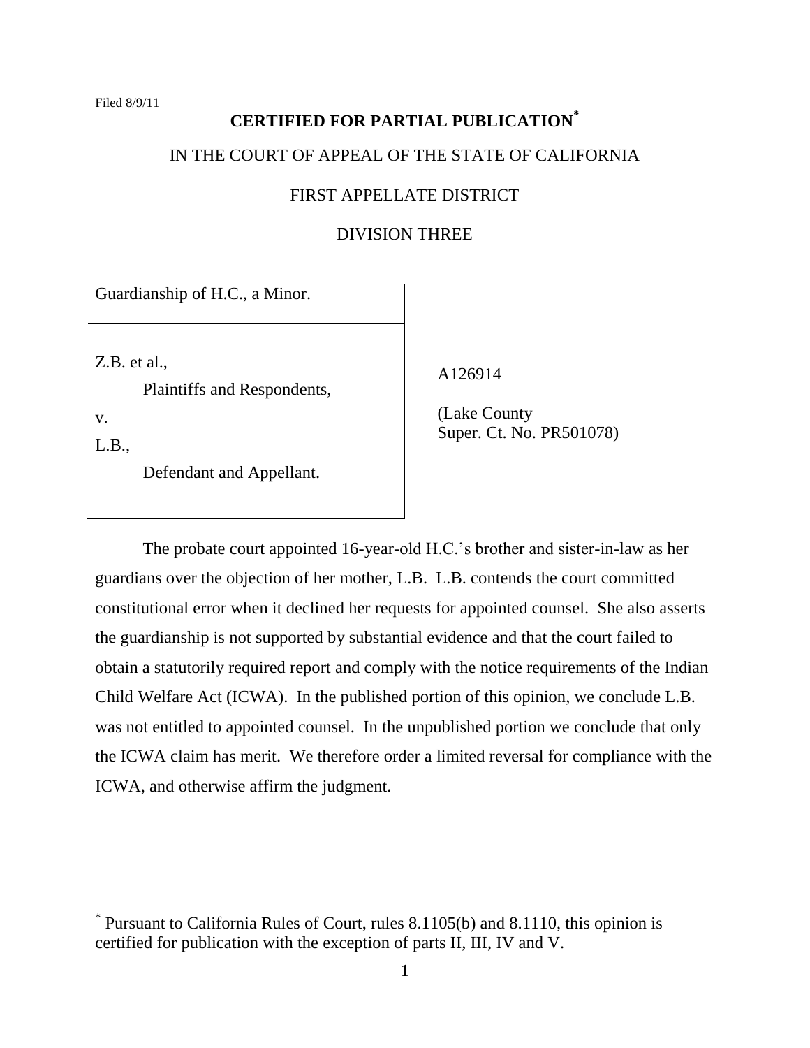Filed 8/9/11

**CERTIFIED FOR PARTIAL PUBLICATION***

IN THE COURT OF APPEAL OF THE STATE OF CALIFORNIA

FIRST APPELLATE DISTRICT

DIVISION THREE

| | |
|---|---|
| Guardianship of H.C., a Minor. | |
| Z.B. et al.,<br>Plaintiffs and Respondents,<br>v.<br>L.B.,<br>Defendant and Appellant. | A126914<br><br>(Lake County<br>Super. Ct. No. PR501078) |

The probate court appointed 16-year-old H.C.'s brother and sister-in-law as her guardians over the objection of her mother, L.B. L.B. contends the court committed constitutional error when it declined her requests for appointed counsel. She also asserts the guardianship is not supported by substantial evidence and that the court failed to obtain a statutorily required report and comply with the notice requirements of the Indian Child Welfare Act (ICWA). In the published portion of this opinion, we conclude L.B. was not entitled to appointed counsel. In the unpublished portion we conclude that only the ICWA claim has merit. We therefore order a limited reversal for compliance with the ICWA, and otherwise affirm the judgment.

---

* Pursuant to California Rules of Court, rules 8.1105(b) and 8.1110, this opinion is certified for publication with the exception of parts II, III, IV and V.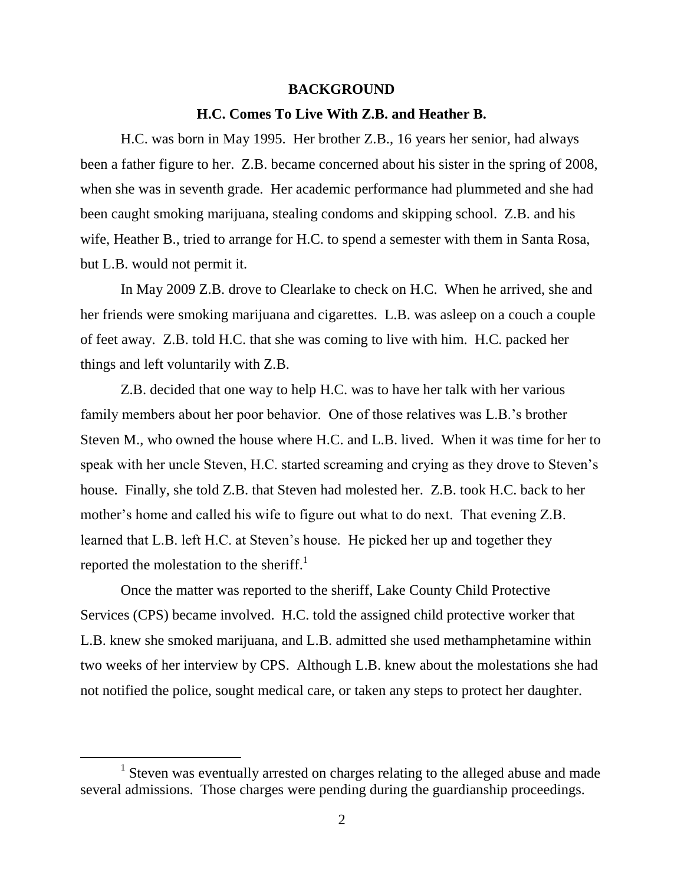## BACKGROUND

### H.C. Comes To Live With Z.B. and Heather B.

H.C. was born in May 1995. Her brother Z.B., 16 years her senior, had always been a father figure to her. Z.B. became concerned about his sister in the spring of 2008, when she was in seventh grade. Her academic performance had plummeted and she had been caught smoking marijuana, stealing condoms and skipping school. Z.B. and his wife, Heather B., tried to arrange for H.C. to spend a semester with them in Santa Rosa, but L.B. would not permit it.

In May 2009 Z.B. drove to Clearlake to check on H.C. When he arrived, she and her friends were smoking marijuana and cigarettes. L.B. was asleep on a couch a couple of feet away. Z.B. told H.C. that she was coming to live with him. H.C. packed her things and left voluntarily with Z.B.

Z.B. decided that one way to help H.C. was to have her talk with her various family members about her poor behavior. One of those relatives was L.B.'s brother Steven M., who owned the house where H.C. and L.B. lived. When it was time for her to speak with her uncle Steven, H.C. started screaming and crying as they drove to Steven's house. Finally, she told Z.B. that Steven had molested her. Z.B. took H.C. back to her mother's home and called his wife to figure out what to do next. That evening Z.B. learned that L.B. left H.C. at Steven's house. He picked her up and together they reported the molestation to the sheriff.[1]

Once the matter was reported to the sheriff, Lake County Child Protective Services (CPS) became involved. H.C. told the assigned child protective worker that L.B. knew she smoked marijuana, and L.B. admitted she used methamphetamine within two weeks of her interview by CPS. Although L.B. knew about the molestations she had not notified the police, sought medical care, or taken any steps to protect her daughter.

[1] Steven was eventually arrested on charges relating to the alleged abuse and made several admissions. Those charges were pending during the guardianship proceedings.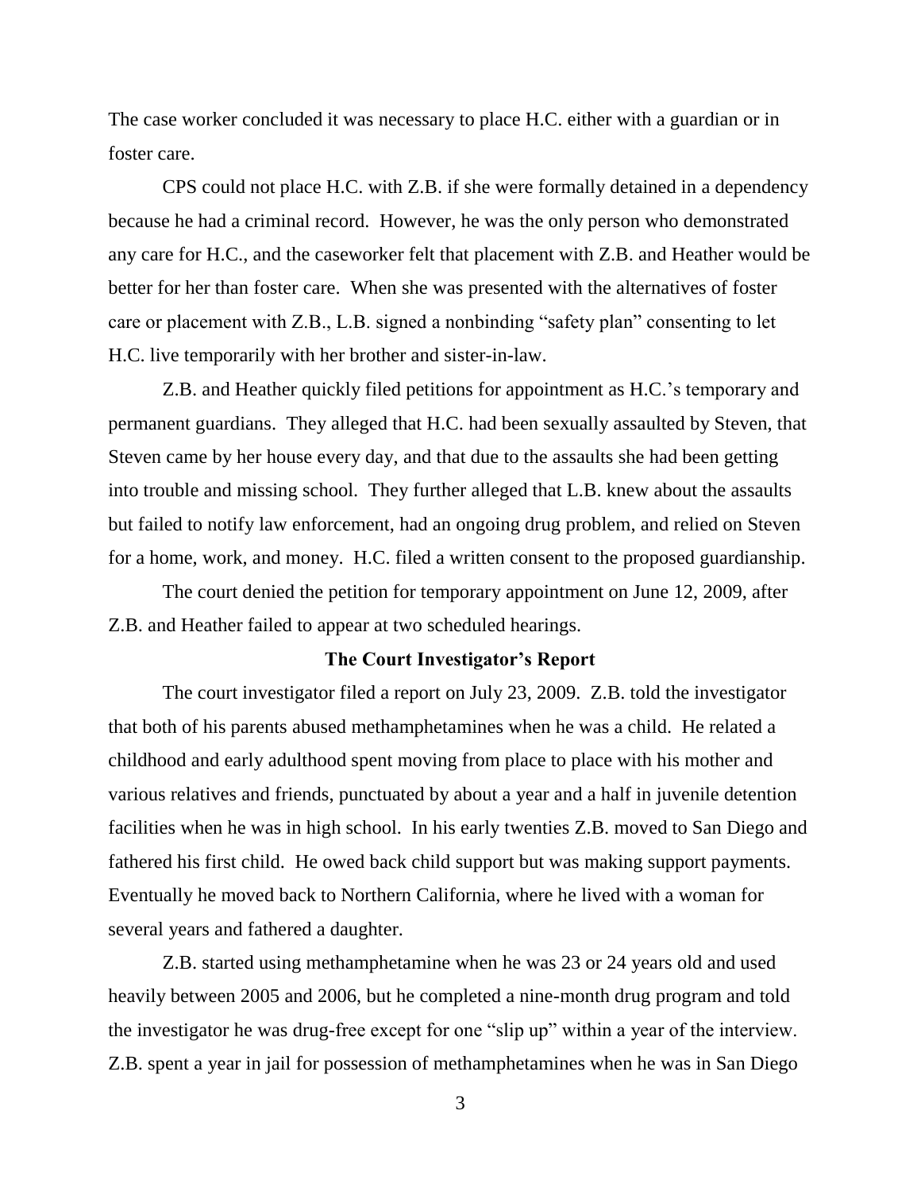The case worker concluded it was necessary to place H.C. either with a guardian or in foster care.

CPS could not place H.C. with Z.B. if she were formally detained in a dependency because he had a criminal record. However, he was the only person who demonstrated any care for H.C., and the caseworker felt that placement with Z.B. and Heather would be better for her than foster care. When she was presented with the alternatives of foster care or placement with Z.B., L.B. signed a nonbinding "safety plan" consenting to let H.C. live temporarily with her brother and sister-in-law.

Z.B. and Heather quickly filed petitions for appointment as H.C.'s temporary and permanent guardians. They alleged that H.C. had been sexually assaulted by Steven, that Steven came by her house every day, and that due to the assaults she had been getting into trouble and missing school. They further alleged that L.B. knew about the assaults but failed to notify law enforcement, had an ongoing drug problem, and relied on Steven for a home, work, and money. H.C. filed a written consent to the proposed guardianship.

The court denied the petition for temporary appointment on June 12, 2009, after Z.B. and Heather failed to appear at two scheduled hearings.

**The Court Investigator's Report**

The court investigator filed a report on July 23, 2009. Z.B. told the investigator that both of his parents abused methamphetamines when he was a child. He related a childhood and early adulthood spent moving from place to place with his mother and various relatives and friends, punctuated by about a year and a half in juvenile detention facilities when he was in high school. In his early twenties Z.B. moved to San Diego and fathered his first child. He owed back child support but was making support payments. Eventually he moved back to Northern California, where he lived with a woman for several years and fathered a daughter.

Z.B. started using methamphetamine when he was 23 or 24 years old and used heavily between 2005 and 2006, but he completed a nine-month drug program and told the investigator he was drug-free except for one "slip up" within a year of the interview. Z.B. spent a year in jail for possession of methamphetamines when he was in San Diego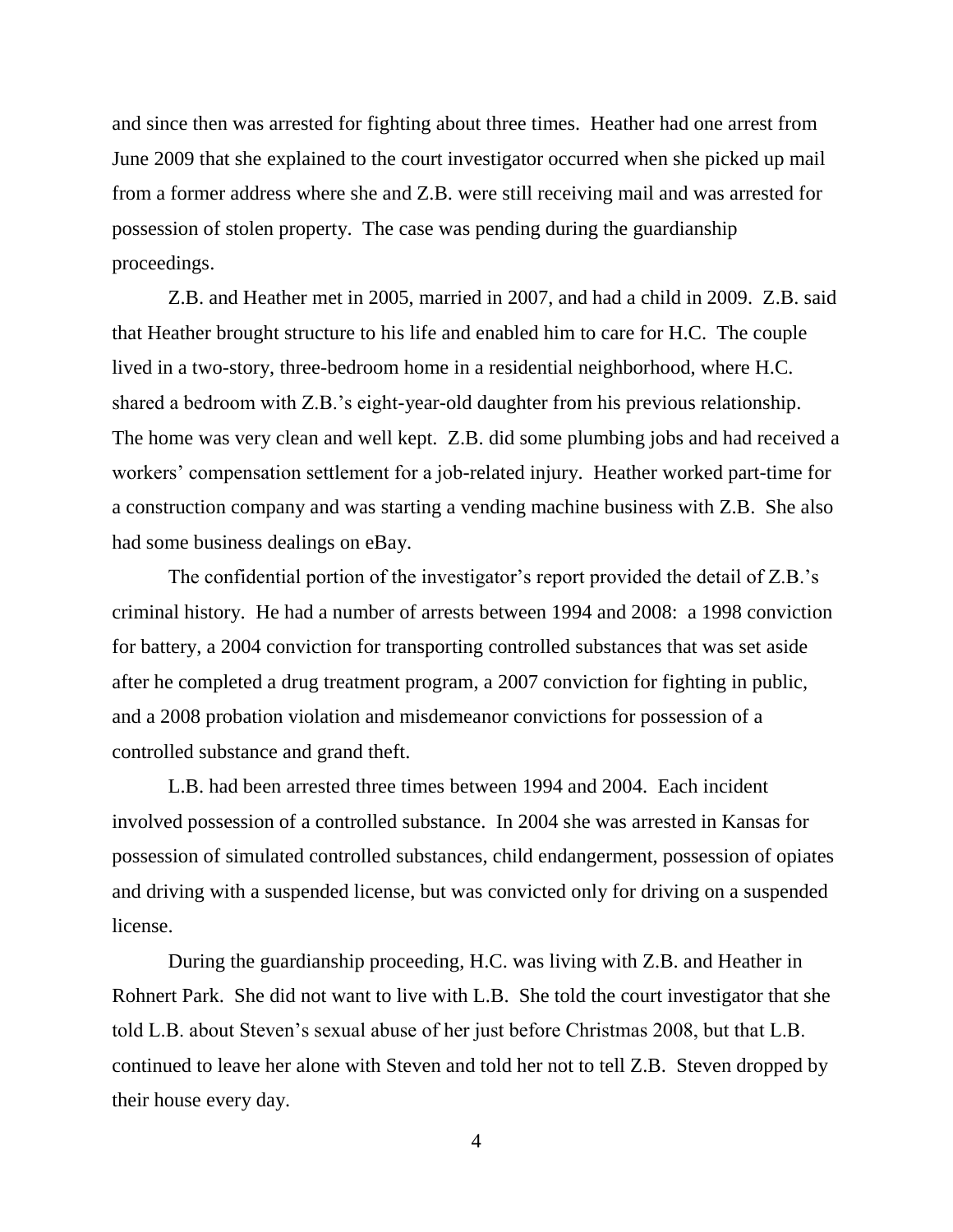and since then was arrested for fighting about three times. Heather had one arrest from June 2009 that she explained to the court investigator occurred when she picked up mail from a former address where she and Z.B. were still receiving mail and was arrested for possession of stolen property. The case was pending during the guardianship proceedings.

Z.B. and Heather met in 2005, married in 2007, and had a child in 2009. Z.B. said that Heather brought structure to his life and enabled him to care for H.C. The couple lived in a two-story, three-bedroom home in a residential neighborhood, where H.C. shared a bedroom with Z.B.'s eight-year-old daughter from his previous relationship. The home was very clean and well kept. Z.B. did some plumbing jobs and had received a workers' compensation settlement for a job-related injury. Heather worked part-time for a construction company and was starting a vending machine business with Z.B. She also had some business dealings on eBay.

The confidential portion of the investigator's report provided the detail of Z.B.'s criminal history. He had a number of arrests between 1994 and 2008: a 1998 conviction for battery, a 2004 conviction for transporting controlled substances that was set aside after he completed a drug treatment program, a 2007 conviction for fighting in public, and a 2008 probation violation and misdemeanor convictions for possession of a controlled substance and grand theft.

L.B. had been arrested three times between 1994 and 2004. Each incident involved possession of a controlled substance. In 2004 she was arrested in Kansas for possession of simulated controlled substances, child endangerment, possession of opiates and driving with a suspended license, but was convicted only for driving on a suspended license.

During the guardianship proceeding, H.C. was living with Z.B. and Heather in Rohnert Park. She did not want to live with L.B. She told the court investigator that she told L.B. about Steven's sexual abuse of her just before Christmas 2008, but that L.B. continued to leave her alone with Steven and told her not to tell Z.B. Steven dropped by their house every day.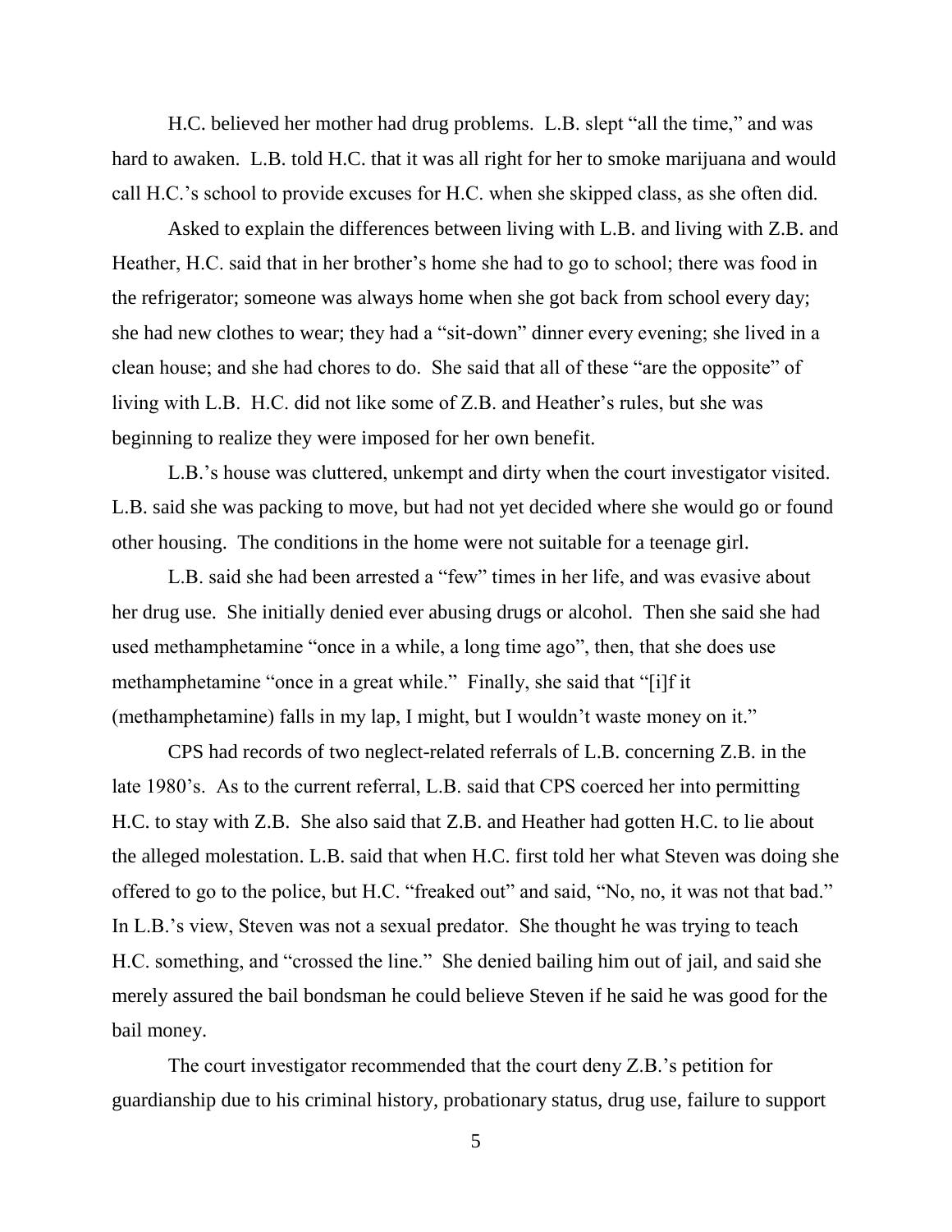H.C. believed her mother had drug problems. L.B. slept "all the time," and was hard to awaken. L.B. told H.C. that it was all right for her to smoke marijuana and would call H.C.'s school to provide excuses for H.C. when she skipped class, as she often did.

Asked to explain the differences between living with L.B. and living with Z.B. and Heather, H.C. said that in her brother's home she had to go to school; there was food in the refrigerator; someone was always home when she got back from school every day; she had new clothes to wear; they had a "sit-down" dinner every evening; she lived in a clean house; and she had chores to do. She said that all of these "are the opposite" of living with L.B. H.C. did not like some of Z.B. and Heather's rules, but she was beginning to realize they were imposed for her own benefit.

L.B.'s house was cluttered, unkempt and dirty when the court investigator visited. L.B. said she was packing to move, but had not yet decided where she would go or found other housing. The conditions in the home were not suitable for a teenage girl.

L.B. said she had been arrested a "few" times in her life, and was evasive about her drug use. She initially denied ever abusing drugs or alcohol. Then she said she had used methamphetamine "once in a while, a long time ago", then, that she does use methamphetamine "once in a great while." Finally, she said that "[i]f it (methamphetamine) falls in my lap, I might, but I wouldn't waste money on it."

CPS had records of two neglect-related referrals of L.B. concerning Z.B. in the late 1980's. As to the current referral, L.B. said that CPS coerced her into permitting H.C. to stay with Z.B. She also said that Z.B. and Heather had gotten H.C. to lie about the alleged molestation. L.B. said that when H.C. first told her what Steven was doing she offered to go to the police, but H.C. "freaked out" and said, "No, no, it was not that bad." In L.B.'s view, Steven was not a sexual predator. She thought he was trying to teach H.C. something, and "crossed the line." She denied bailing him out of jail, and said she merely assured the bail bondsman he could believe Steven if he said he was good for the bail money.

The court investigator recommended that the court deny Z.B.'s petition for guardianship due to his criminal history, probationary status, drug use, failure to support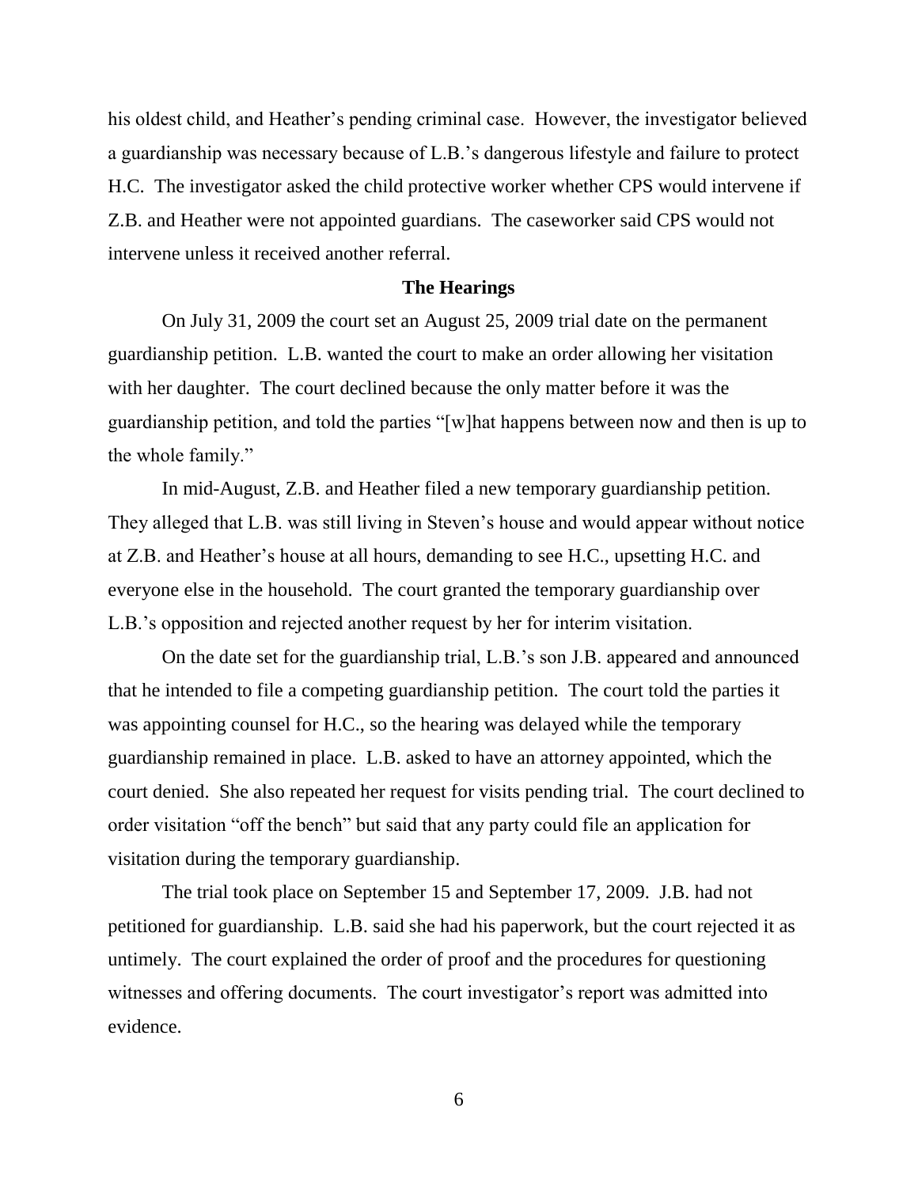his oldest child, and Heather's pending criminal case. However, the investigator believed a guardianship was necessary because of L.B.'s dangerous lifestyle and failure to protect H.C. The investigator asked the child protective worker whether CPS would intervene if Z.B. and Heather were not appointed guardians. The caseworker said CPS would not intervene unless it received another referral.

**The Hearings**

On July 31, 2009 the court set an August 25, 2009 trial date on the permanent guardianship petition. L.B. wanted the court to make an order allowing her visitation with her daughter. The court declined because the only matter before it was the guardianship petition, and told the parties "[w]hat happens between now and then is up to the whole family."

In mid-August, Z.B. and Heather filed a new temporary guardianship petition. They alleged that L.B. was still living in Steven's house and would appear without notice at Z.B. and Heather's house at all hours, demanding to see H.C., upsetting H.C. and everyone else in the household. The court granted the temporary guardianship over L.B.'s opposition and rejected another request by her for interim visitation.

On the date set for the guardianship trial, L.B.'s son J.B. appeared and announced that he intended to file a competing guardianship petition. The court told the parties it was appointing counsel for H.C., so the hearing was delayed while the temporary guardianship remained in place. L.B. asked to have an attorney appointed, which the court denied. She also repeated her request for visits pending trial. The court declined to order visitation "off the bench" but said that any party could file an application for visitation during the temporary guardianship.

The trial took place on September 15 and September 17, 2009. J.B. had not petitioned for guardianship. L.B. said she had his paperwork, but the court rejected it as untimely. The court explained the order of proof and the procedures for questioning witnesses and offering documents. The court investigator's report was admitted into evidence.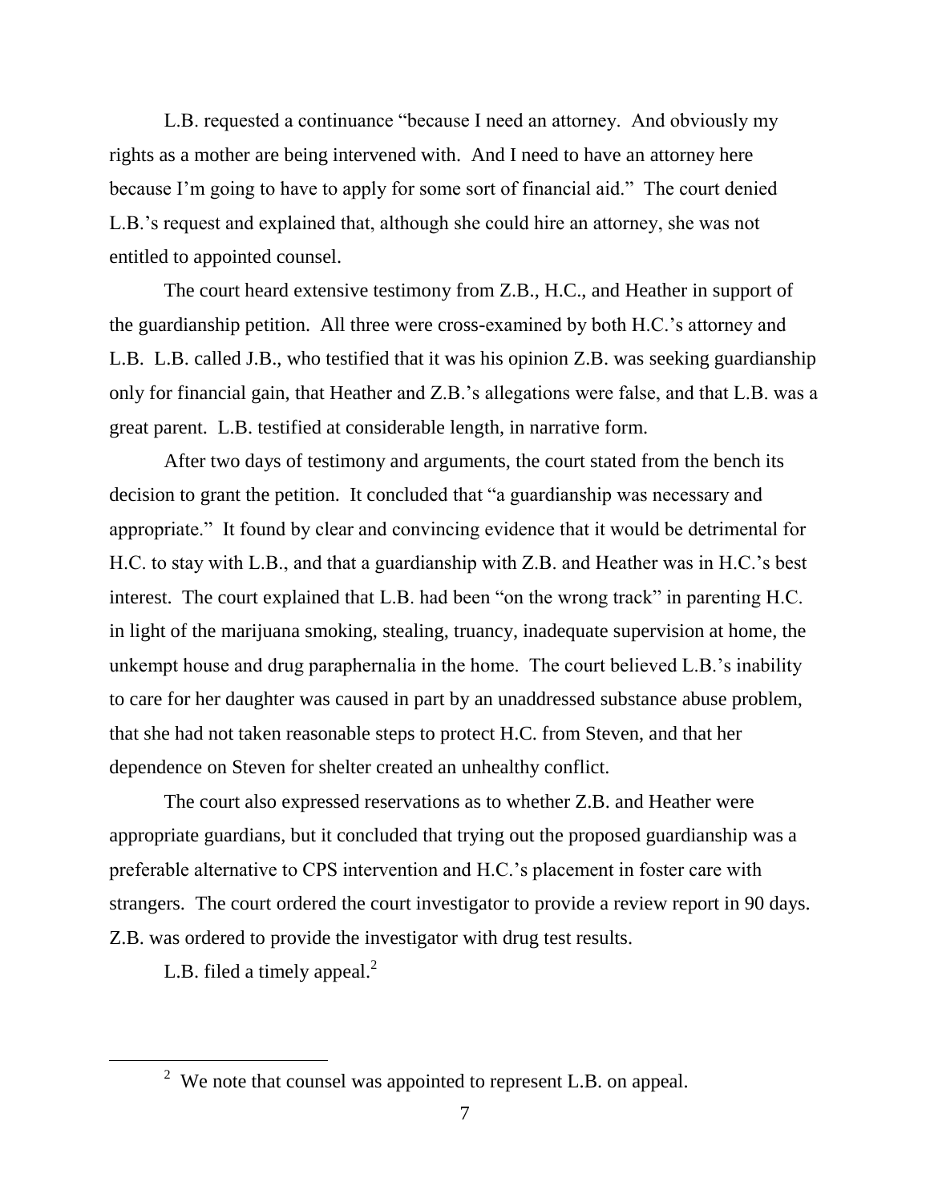L.B. requested a continuance "because I need an attorney. And obviously my rights as a mother are being intervened with. And I need to have an attorney here because I'm going to have to apply for some sort of financial aid." The court denied L.B.'s request and explained that, although she could hire an attorney, she was not entitled to appointed counsel.

The court heard extensive testimony from Z.B., H.C., and Heather in support of the guardianship petition. All three were cross-examined by both H.C.'s attorney and L.B. L.B. called J.B., who testified that it was his opinion Z.B. was seeking guardianship only for financial gain, that Heather and Z.B.'s allegations were false, and that L.B. was a great parent. L.B. testified at considerable length, in narrative form.

After two days of testimony and arguments, the court stated from the bench its decision to grant the petition. It concluded that "a guardianship was necessary and appropriate." It found by clear and convincing evidence that it would be detrimental for H.C. to stay with L.B., and that a guardianship with Z.B. and Heather was in H.C.'s best interest. The court explained that L.B. had been "on the wrong track" in parenting H.C. in light of the marijuana smoking, stealing, truancy, inadequate supervision at home, the unkempt house and drug paraphernalia in the home. The court believed L.B.'s inability to care for her daughter was caused in part by an unaddressed substance abuse problem, that she had not taken reasonable steps to protect H.C. from Steven, and that her dependence on Steven for shelter created an unhealthy conflict.

The court also expressed reservations as to whether Z.B. and Heather were appropriate guardians, but it concluded that trying out the proposed guardianship was a preferable alternative to CPS intervention and H.C.'s placement in foster care with strangers. The court ordered the court investigator to provide a review report in 90 days. Z.B. was ordered to provide the investigator with drug test results.

L.B. filed a timely appeal.[2]

---

[2] We note that counsel was appointed to represent L.B. on appeal.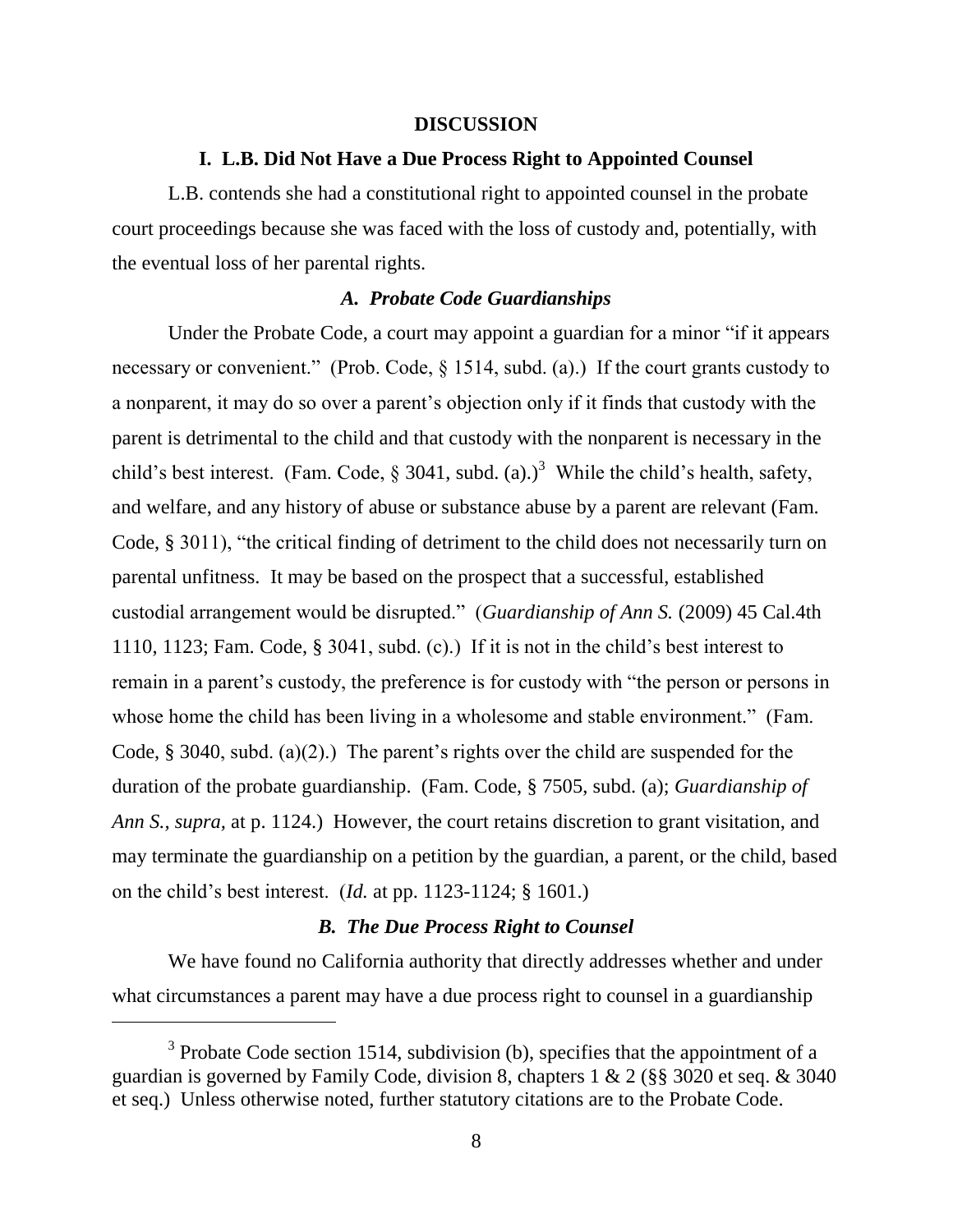**DISCUSSION**

**I. L.B. Did Not Have a Due Process Right to Appointed Counsel**

L.B. contends she had a constitutional right to appointed counsel in the probate court proceedings because she was faced with the loss of custody and, potentially, with the eventual loss of her parental rights.

***A. Probate Code Guardianships***

Under the Probate Code, a court may appoint a guardian for a minor "if it appears necessary or convenient." (Prob. Code, § 1514, subd. (a).) If the court grants custody to a nonparent, it may do so over a parent's objection only if it finds that custody with the parent is detrimental to the child and that custody with the nonparent is necessary in the child's best interest. (Fam. Code, § 3041, subd. (a).)[3] While the child's health, safety, and welfare, and any history of abuse or substance abuse by a parent are relevant (Fam. Code, § 3011), "the critical finding of detriment to the child does not necessarily turn on parental unfitness. It may be based on the prospect that a successful, established custodial arrangement would be disrupted." (*Guardianship of Ann S.* (2009) 45 Cal.4th 1110, 1123; Fam. Code, § 3041, subd. (c).) If it is not in the child's best interest to remain in a parent's custody, the preference is for custody with "the person or persons in whose home the child has been living in a wholesome and stable environment." (Fam. Code, § 3040, subd. (a)(2).) The parent's rights over the child are suspended for the duration of the probate guardianship. (Fam. Code, § 7505, subd. (a); *Guardianship of Ann S., supra,* at p. 1124.) However, the court retains discretion to grant visitation, and may terminate the guardianship on a petition by the guardian, a parent, or the child, based on the child's best interest. (*Id.* at pp. 1123-1124; § 1601.)

***B. The Due Process Right to Counsel***

We have found no California authority that directly addresses whether and under what circumstances a parent may have a due process right to counsel in a guardianship

[3] Probate Code section 1514, subdivision (b), specifies that the appointment of a guardian is governed by Family Code, division 8, chapters 1 & 2 (§§ 3020 et seq. & 3040 et seq.) Unless otherwise noted, further statutory citations are to the Probate Code.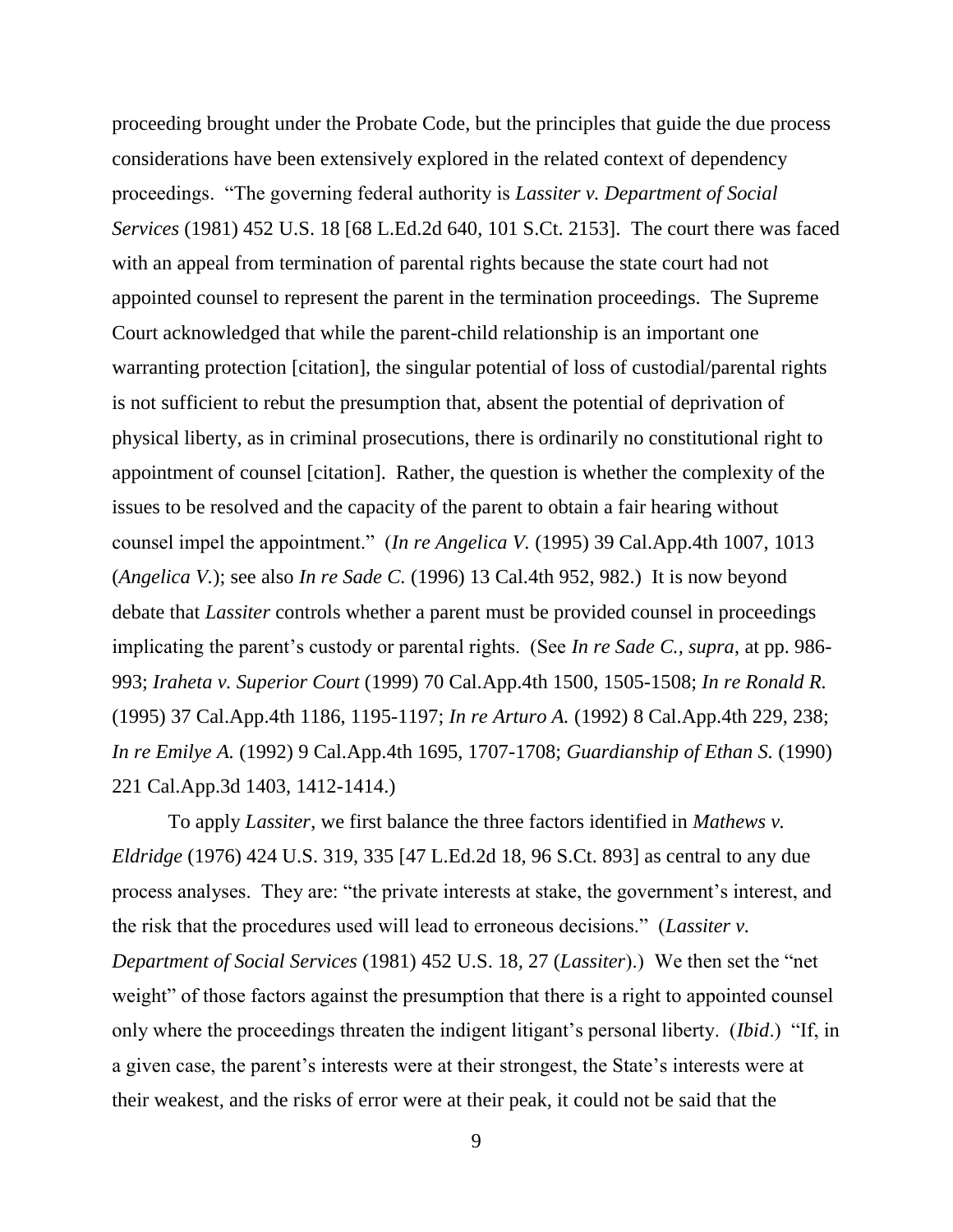proceeding brought under the Probate Code, but the principles that guide the due process considerations have been extensively explored in the related context of dependency proceedings. "The governing federal authority is *Lassiter v. Department of Social Services* (1981) 452 U.S. 18 [68 L.Ed.2d 640, 101 S.Ct. 2153]. The court there was faced with an appeal from termination of parental rights because the state court had not appointed counsel to represent the parent in the termination proceedings. The Supreme Court acknowledged that while the parent-child relationship is an important one warranting protection [citation], the singular potential of loss of custodial/parental rights is not sufficient to rebut the presumption that, absent the potential of deprivation of physical liberty, as in criminal prosecutions, there is ordinarily no constitutional right to appointment of counsel [citation]. Rather, the question is whether the complexity of the issues to be resolved and the capacity of the parent to obtain a fair hearing without counsel impel the appointment." (*In re Angelica V.* (1995) 39 Cal.App.4th 1007, 1013 (*Angelica V.*); see also *In re Sade C.* (1996) 13 Cal.4th 952, 982.) It is now beyond debate that *Lassiter* controls whether a parent must be provided counsel in proceedings implicating the parent's custody or parental rights. (See *In re Sade C., supra*, at pp. 986-993; *Iraheta v. Superior Court* (1999) 70 Cal.App.4th 1500, 1505-1508; *In re Ronald R.* (1995) 37 Cal.App.4th 1186, 1195-1197; *In re Arturo A.* (1992) 8 Cal.App.4th 229, 238; *In re Emilye A.* (1992) 9 Cal.App.4th 1695, 1707-1708; *Guardianship of Ethan S.* (1990) 221 Cal.App.3d 1403, 1412-1414.)

To apply *Lassiter*, we first balance the three factors identified in *Mathews v. Eldridge* (1976) 424 U.S. 319, 335 [47 L.Ed.2d 18, 96 S.Ct. 893] as central to any due process analyses. They are: "the private interests at stake, the government's interest, and the risk that the procedures used will lead to erroneous decisions." (*Lassiter v. Department of Social Services* (1981) 452 U.S. 18, 27 (*Lassiter*).) We then set the "net weight" of those factors against the presumption that there is a right to appointed counsel only where the proceedings threaten the indigent litigant's personal liberty. (*Ibid*.) "If, in a given case, the parent's interests were at their strongest, the State's interests were at their weakest, and the risks of error were at their peak, it could not be said that the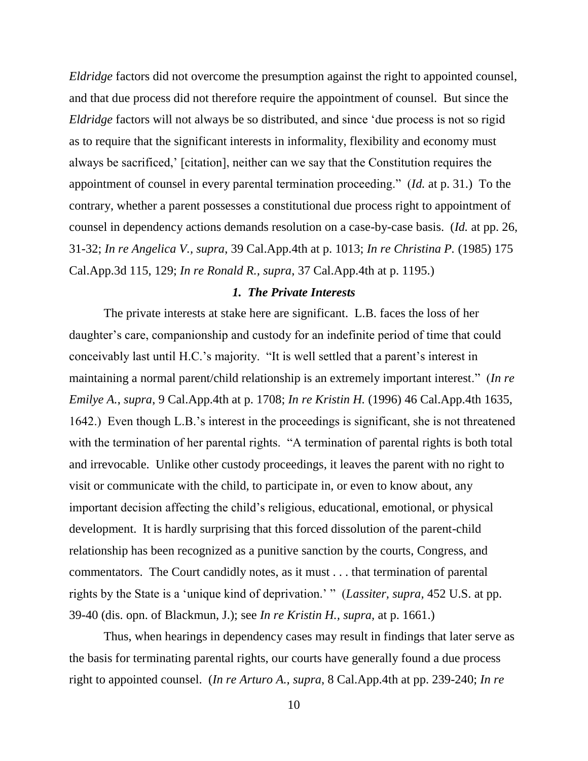*Eldridge* factors did not overcome the presumption against the right to appointed counsel, and that due process did not therefore require the appointment of counsel. But since the *Eldridge* factors will not always be so distributed, and since 'due process is not so rigid as to require that the significant interests in informality, flexibility and economy must always be sacrificed,' [citation], neither can we say that the Constitution requires the appointment of counsel in every parental termination proceeding." (*Id.* at p. 31.) To the contrary, whether a parent possesses a constitutional due process right to appointment of counsel in dependency actions demands resolution on a case-by-case basis. (*Id.* at pp. 26, 31-32; *In re Angelica V., supra*, 39 Cal.App.4th at p. 1013; *In re Christina P.* (1985) 175 Cal.App.3d 115, 129; *In re Ronald R., supra*, 37 Cal.App.4th at p. 1195.)

### *1. The Private Interests*

The private interests at stake here are significant. L.B. faces the loss of her daughter's care, companionship and custody for an indefinite period of time that could conceivably last until H.C.'s majority. "It is well settled that a parent's interest in maintaining a normal parent/child relationship is an extremely important interest." (*In re Emilye A., supra*, 9 Cal.App.4th at p. 1708; *In re Kristin H.* (1996) 46 Cal.App.4th 1635, 1642.) Even though L.B.'s interest in the proceedings is significant, she is not threatened with the termination of her parental rights. "A termination of parental rights is both total and irrevocable. Unlike other custody proceedings, it leaves the parent with no right to visit or communicate with the child, to participate in, or even to know about, any important decision affecting the child's religious, educational, emotional, or physical development. It is hardly surprising that this forced dissolution of the parent-child relationship has been recognized as a punitive sanction by the courts, Congress, and commentators. The Court candidly notes, as it must . . . that termination of parental rights by the State is a 'unique kind of deprivation.' " (*Lassiter, supra,* 452 U.S. at pp. 39-40 (dis. opn. of Blackmun, J.); see *In re Kristin H., supra,* at p. 1661.)

Thus, when hearings in dependency cases may result in findings that later serve as the basis for terminating parental rights, our courts have generally found a due process right to appointed counsel. (*In re Arturo A., supra*, 8 Cal.App.4th at pp. 239-240; *In re*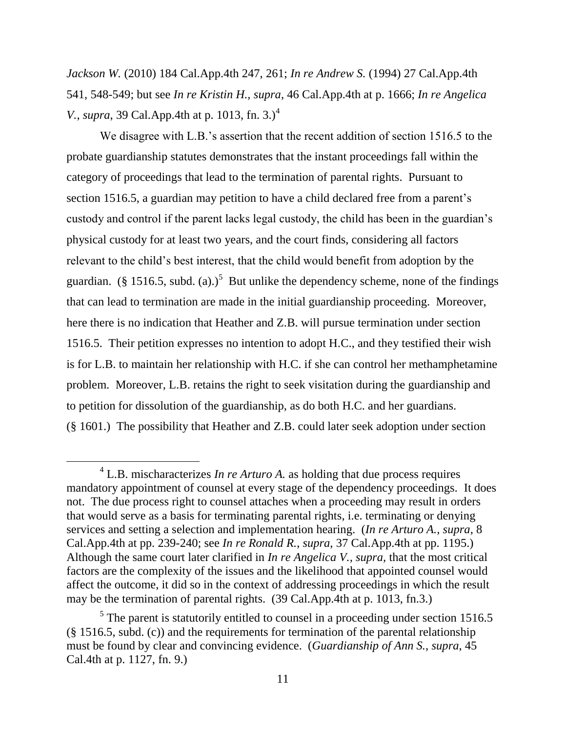*Jackson W.* (2010) 184 Cal.App.4th 247, 261; *In re Andrew S.* (1994) 27 Cal.App.4th 541, 548-549; but see *In re Kristin H., supra*, 46 Cal.App.4th at p. 1666; *In re Angelica V.*, *supra*, 39 Cal.App.4th at p. 1013, fn. 3.)[4]

We disagree with L.B.'s assertion that the recent addition of section 1516.5 to the probate guardianship statutes demonstrates that the instant proceedings fall within the category of proceedings that lead to the termination of parental rights. Pursuant to section 1516.5, a guardian may petition to have a child declared free from a parent's custody and control if the parent lacks legal custody, the child has been in the guardian's physical custody for at least two years, and the court finds, considering all factors relevant to the child's best interest, that the child would benefit from adoption by the guardian. (§ 1516.5, subd. (a).)[5] But unlike the dependency scheme, none of the findings that can lead to termination are made in the initial guardianship proceeding. Moreover, here there is no indication that Heather and Z.B. will pursue termination under section 1516.5. Their petition expresses no intention to adopt H.C., and they testified their wish is for L.B. to maintain her relationship with H.C. if she can control her methamphetamine problem. Moreover, L.B. retains the right to seek visitation during the guardianship and to petition for dissolution of the guardianship, as do both H.C. and her guardians. (§ 1601.) The possibility that Heather and Z.B. could later seek adoption under section

---

[4] L.B. mischaracterizes *In re Arturo A.* as holding that due process requires mandatory appointment of counsel at every stage of the dependency proceedings. It does not. The due process right to counsel attaches when a proceeding may result in orders that would serve as a basis for terminating parental rights, i.e. terminating or denying services and setting a selection and implementation hearing. (*In re Arturo A.*, *supra*, 8 Cal.App.4th at pp. 239-240; see *In re Ronald R.*, *supra*, 37 Cal.App.4th at pp. 1195.) Although the same court later clarified in *In re Angelica V.*, *supra*, that the most critical factors are the complexity of the issues and the likelihood that appointed counsel would affect the outcome, it did so in the context of addressing proceedings in which the result may be the termination of parental rights. (39 Cal.App.4th at p. 1013, fn.3.)

[5] The parent is statutorily entitled to counsel in a proceeding under section 1516.5 (§ 1516.5, subd. (c)) and the requirements for termination of the parental relationship must be found by clear and convincing evidence. (*Guardianship of Ann S.*, *supra*, 45 Cal.4th at p. 1127, fn. 9.)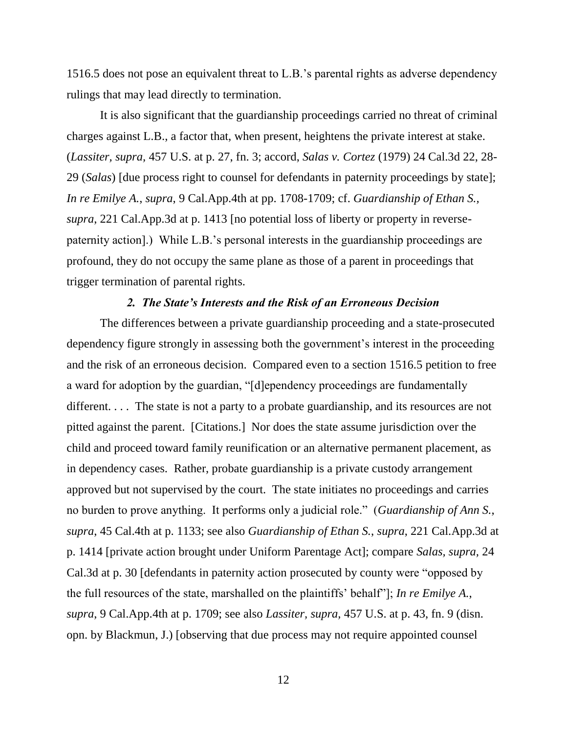1516.5 does not pose an equivalent threat to L.B.'s parental rights as adverse dependency rulings that may lead directly to termination.

It is also significant that the guardianship proceedings carried no threat of criminal charges against L.B., a factor that, when present, heightens the private interest at stake. (*Lassiter, supra,* 457 U.S. at p. 27, fn. 3; accord, *Salas v. Cortez* (1979) 24 Cal.3d 22, 28-29 (*Salas*) [due process right to counsel for defendants in paternity proceedings by state]; *In re Emilye A.*, *supra*, 9 Cal.App.4th at pp. 1708-1709; cf. *Guardianship of Ethan S., supra*, 221 Cal.App.3d at p. 1413 [no potential loss of liberty or property in reverse-paternity action].) While L.B.'s personal interests in the guardianship proceedings are profound, they do not occupy the same plane as those of a parent in proceedings that trigger termination of parental rights.

### *2. The State's Interests and the Risk of an Erroneous Decision*

The differences between a private guardianship proceeding and a state-prosecuted dependency figure strongly in assessing both the government's interest in the proceeding and the risk of an erroneous decision. Compared even to a section 1516.5 petition to free a ward for adoption by the guardian, "[d]ependency proceedings are fundamentally different. . . . The state is not a party to a probate guardianship, and its resources are not pitted against the parent. [Citations.] Nor does the state assume jurisdiction over the child and proceed toward family reunification or an alternative permanent placement, as in dependency cases. Rather, probate guardianship is a private custody arrangement approved but not supervised by the court. The state initiates no proceedings and carries no burden to prove anything. It performs only a judicial role." (*Guardianship of Ann S.*, *supra*, 45 Cal.4th at p. 1133; see also *Guardianship of Ethan S.*, *supra*, 221 Cal.App.3d at p. 1414 [private action brought under Uniform Parentage Act]; compare *Salas, supra*, 24 Cal.3d at p. 30 [defendants in paternity action prosecuted by county were "opposed by the full resources of the state, marshalled on the plaintiffs' behalf"]; *In re Emilye A.*, *supra*, 9 Cal.App.4th at p. 1709; see also *Lassiter, supra*, 457 U.S. at p. 43, fn. 9 (disn. opn. by Blackmun, J.) [observing that due process may not require appointed counsel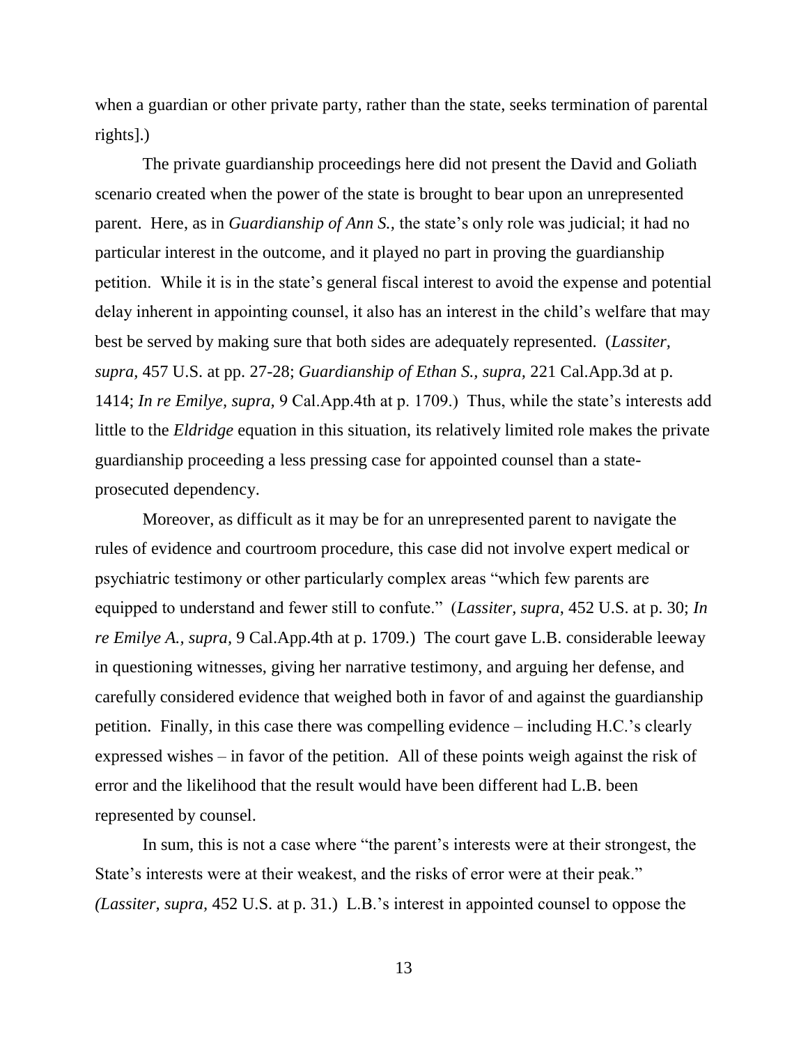when a guardian or other private party, rather than the state, seeks termination of parental rights].)

The private guardianship proceedings here did not present the David and Goliath scenario created when the power of the state is brought to bear upon an unrepresented parent. Here, as in *Guardianship of Ann S.,* the state's only role was judicial; it had no particular interest in the outcome, and it played no part in proving the guardianship petition. While it is in the state's general fiscal interest to avoid the expense and potential delay inherent in appointing counsel, it also has an interest in the child's welfare that may best be served by making sure that both sides are adequately represented. (*Lassiter, supra,* 457 U.S. at pp. 27-28; *Guardianship of Ethan S., supra,* 221 Cal.App.3d at p. 1414; *In re Emilye, supra,* 9 Cal.App.4th at p. 1709.) Thus, while the state's interests add little to the *Eldridge* equation in this situation, its relatively limited role makes the private guardianship proceeding a less pressing case for appointed counsel than a state-prosecuted dependency.

Moreover, as difficult as it may be for an unrepresented parent to navigate the rules of evidence and courtroom procedure, this case did not involve expert medical or psychiatric testimony or other particularly complex areas "which few parents are equipped to understand and fewer still to confute." (*Lassiter, supra*, 452 U.S. at p. 30; *In re Emilye A., supra*, 9 Cal.App.4th at p. 1709.) The court gave L.B. considerable leeway in questioning witnesses, giving her narrative testimony, and arguing her defense, and carefully considered evidence that weighed both in favor of and against the guardianship petition. Finally, in this case there was compelling evidence – including H.C.'s clearly expressed wishes – in favor of the petition. All of these points weigh against the risk of error and the likelihood that the result would have been different had L.B. been represented by counsel.

In sum, this is not a case where "the parent's interests were at their strongest, the State's interests were at their weakest, and the risks of error were at their peak." *(Lassiter, supra,* 452 U.S. at p. 31.) L.B.'s interest in appointed counsel to oppose the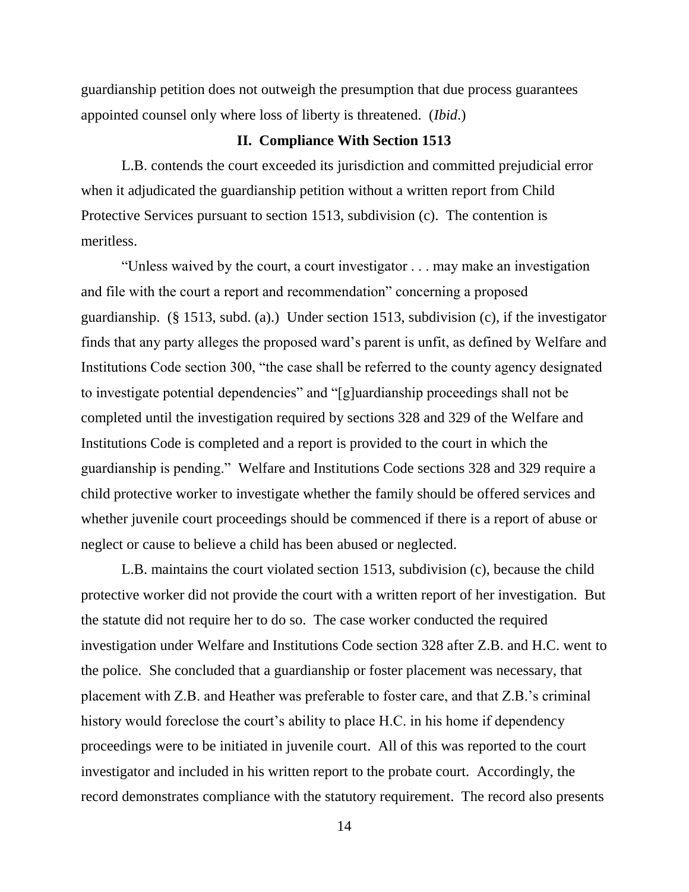guardianship petition does not outweigh the presumption that due process guarantees appointed counsel only where loss of liberty is threatened. (*Ibid.*)

## II. Compliance With Section 1513

L.B. contends the court exceeded its jurisdiction and committed prejudicial error when it adjudicated the guardianship petition without a written report from Child Protective Services pursuant to section 1513, subdivision (c). The contention is meritless.

"Unless waived by the court, a court investigator . . . may make an investigation and file with the court a report and recommendation" concerning a proposed guardianship. (§ 1513, subd. (a).) Under section 1513, subdivision (c), if the investigator finds that any party alleges the proposed ward's parent is unfit, as defined by Welfare and Institutions Code section 300, "the case shall be referred to the county agency designated to investigate potential dependencies" and "[g]uardianship proceedings shall not be completed until the investigation required by sections 328 and 329 of the Welfare and Institutions Code is completed and a report is provided to the court in which the guardianship is pending." Welfare and Institutions Code sections 328 and 329 require a child protective worker to investigate whether the family should be offered services and whether juvenile court proceedings should be commenced if there is a report of abuse or neglect or cause to believe a child has been abused or neglected.

L.B. maintains the court violated section 1513, subdivision (c), because the child protective worker did not provide the court with a written report of her investigation. But the statute did not require her to do so. The case worker conducted the required investigation under Welfare and Institutions Code section 328 after Z.B. and H.C. went to the police. She concluded that a guardianship or foster placement was necessary, that placement with Z.B. and Heather was preferable to foster care, and that Z.B.'s criminal history would foreclose the court's ability to place H.C. in his home if dependency proceedings were to be initiated in juvenile court. All of this was reported to the court investigator and included in his written report to the probate court. Accordingly, the record demonstrates compliance with the statutory requirement. The record also presents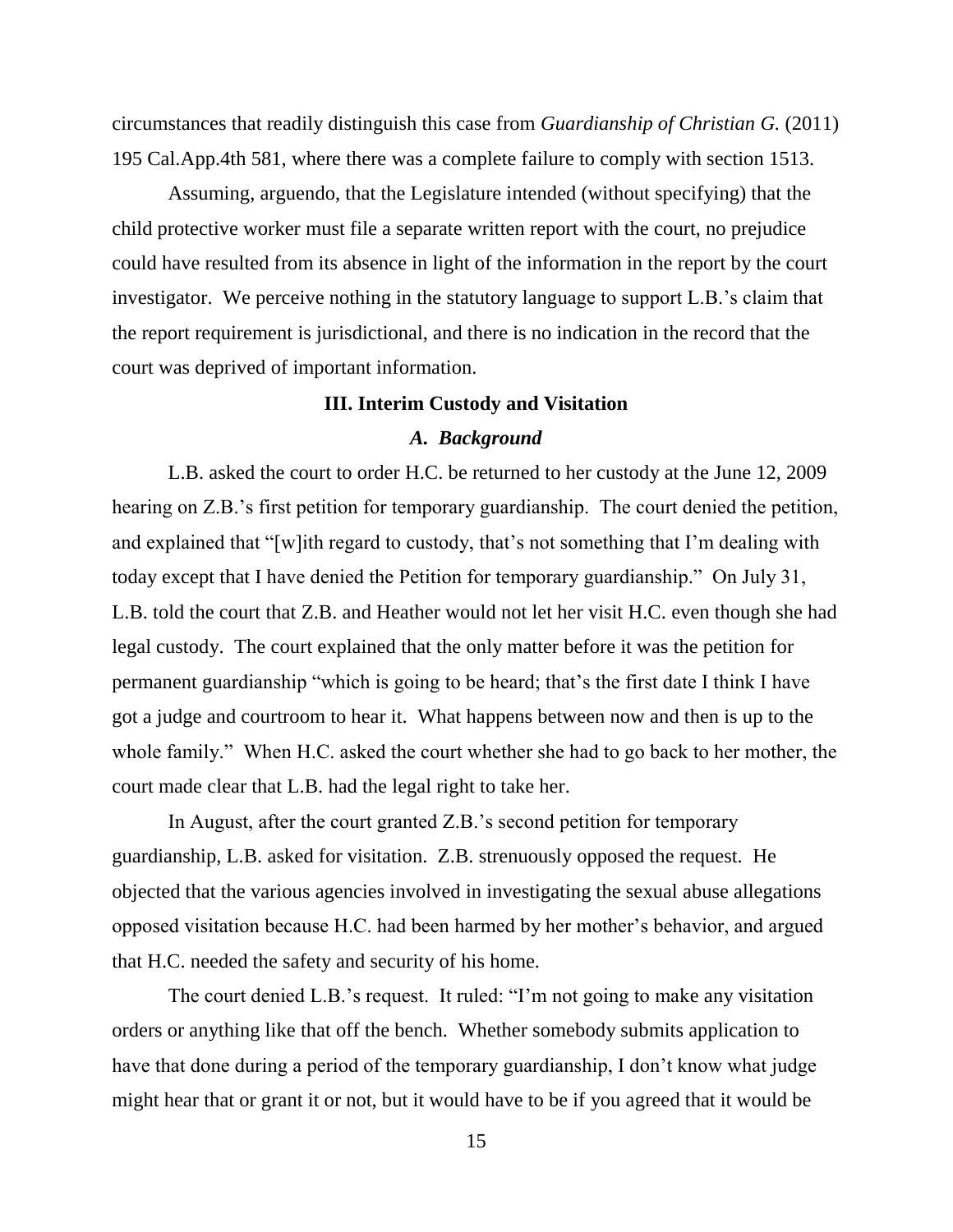circumstances that readily distinguish this case from *Guardianship of Christian G.* (2011) 195 Cal.App.4th 581, where there was a complete failure to comply with section 1513.

Assuming, arguendo, that the Legislature intended (without specifying) that the child protective worker must file a separate written report with the court, no prejudice could have resulted from its absence in light of the information in the report by the court investigator. We perceive nothing in the statutory language to support L.B.'s claim that the report requirement is jurisdictional, and there is no indication in the record that the court was deprived of important information.

## III. Interim Custody and Visitation

### *A. Background*

L.B. asked the court to order H.C. be returned to her custody at the June 12, 2009 hearing on Z.B.'s first petition for temporary guardianship. The court denied the petition, and explained that "[w]ith regard to custody, that's not something that I'm dealing with today except that I have denied the Petition for temporary guardianship." On July 31, L.B. told the court that Z.B. and Heather would not let her visit H.C. even though she had legal custody. The court explained that the only matter before it was the petition for permanent guardianship "which is going to be heard; that's the first date I think I have got a judge and courtroom to hear it. What happens between now and then is up to the whole family." When H.C. asked the court whether she had to go back to her mother, the court made clear that L.B. had the legal right to take her.

In August, after the court granted Z.B.'s second petition for temporary guardianship, L.B. asked for visitation. Z.B. strenuously opposed the request. He objected that the various agencies involved in investigating the sexual abuse allegations opposed visitation because H.C. had been harmed by her mother's behavior, and argued that H.C. needed the safety and security of his home.

The court denied L.B.'s request. It ruled: "I'm not going to make any visitation orders or anything like that off the bench. Whether somebody submits application to have that done during a period of the temporary guardianship, I don't know what judge might hear that or grant it or not, but it would have to be if you agreed that it would be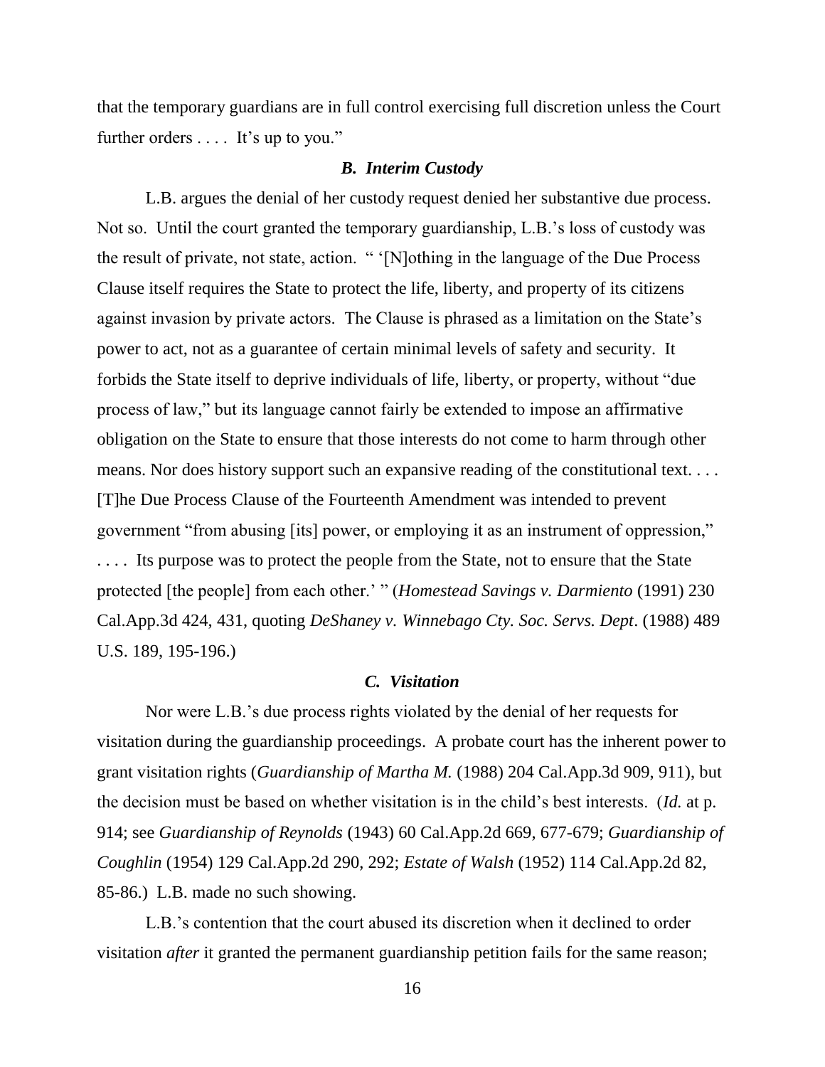that the temporary guardians are in full control exercising full discretion unless the Court further orders . . . . It's up to you."

### *B. Interim Custody*

L.B. argues the denial of her custody request denied her substantive due process. Not so. Until the court granted the temporary guardianship, L.B.'s loss of custody was the result of private, not state, action. " '[N]othing in the language of the Due Process Clause itself requires the State to protect the life, liberty, and property of its citizens against invasion by private actors. The Clause is phrased as a limitation on the State's power to act, not as a guarantee of certain minimal levels of safety and security. It forbids the State itself to deprive individuals of life, liberty, or property, without "due process of law," but its language cannot fairly be extended to impose an affirmative obligation on the State to ensure that those interests do not come to harm through other means. Nor does history support such an expansive reading of the constitutional text. . . . [T]he Due Process Clause of the Fourteenth Amendment was intended to prevent government "from abusing [its] power, or employing it as an instrument of oppression," . . . . Its purpose was to protect the people from the State, not to ensure that the State protected [the people] from each other.' " (*Homestead Savings v. Darmiento* (1991) 230 Cal.App.3d 424, 431, quoting *DeShaney v. Winnebago Cty. Soc. Servs. Dept*. (1988) 489 U.S. 189, 195-196.)

### *C. Visitation*

Nor were L.B.'s due process rights violated by the denial of her requests for visitation during the guardianship proceedings. A probate court has the inherent power to grant visitation rights (*Guardianship of Martha M.* (1988) 204 Cal.App.3d 909, 911), but the decision must be based on whether visitation is in the child's best interests. (*Id.* at p. 914; see *Guardianship of Reynolds* (1943) 60 Cal.App.2d 669, 677-679; *Guardianship of Coughlin* (1954) 129 Cal.App.2d 290, 292; *Estate of Walsh* (1952) 114 Cal.App.2d 82, 85-86.) L.B. made no such showing.

L.B.'s contention that the court abused its discretion when it declined to order visitation *after* it granted the permanent guardianship petition fails for the same reason;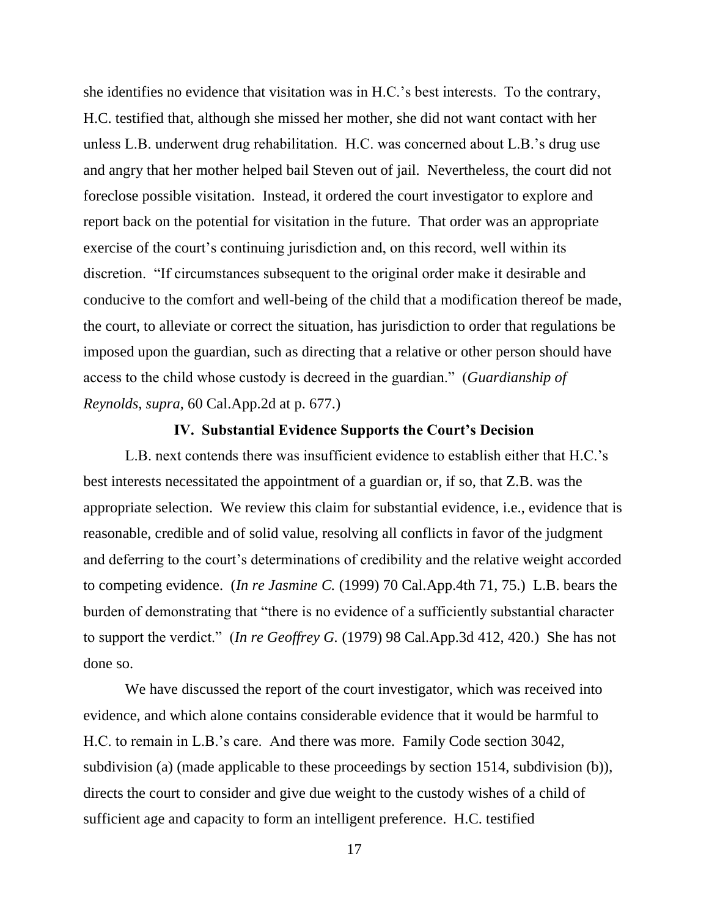she identifies no evidence that visitation was in H.C.'s best interests. To the contrary, H.C. testified that, although she missed her mother, she did not want contact with her unless L.B. underwent drug rehabilitation. H.C. was concerned about L.B.'s drug use and angry that her mother helped bail Steven out of jail. Nevertheless, the court did not foreclose possible visitation. Instead, it ordered the court investigator to explore and report back on the potential for visitation in the future. That order was an appropriate exercise of the court's continuing jurisdiction and, on this record, well within its discretion. "If circumstances subsequent to the original order make it desirable and conducive to the comfort and well-being of the child that a modification thereof be made, the court, to alleviate or correct the situation, has jurisdiction to order that regulations be imposed upon the guardian, such as directing that a relative or other person should have access to the child whose custody is decreed in the guardian." (*Guardianship of Reynolds*, *supra*, 60 Cal.App.2d at p. 677.)

### IV. Substantial Evidence Supports the Court's Decision

L.B. next contends there was insufficient evidence to establish either that H.C.'s best interests necessitated the appointment of a guardian or, if so, that Z.B. was the appropriate selection. We review this claim for substantial evidence, i.e., evidence that is reasonable, credible and of solid value, resolving all conflicts in favor of the judgment and deferring to the court's determinations of credibility and the relative weight accorded to competing evidence. (*In re Jasmine C.* (1999) 70 Cal.App.4th 71, 75.) L.B. bears the burden of demonstrating that "there is no evidence of a sufficiently substantial character to support the verdict." (*In re Geoffrey G.* (1979) 98 Cal.App.3d 412, 420.) She has not done so.

We have discussed the report of the court investigator, which was received into evidence, and which alone contains considerable evidence that it would be harmful to H.C. to remain in L.B.'s care. And there was more. Family Code section 3042, subdivision (a) (made applicable to these proceedings by section 1514, subdivision (b)), directs the court to consider and give due weight to the custody wishes of a child of sufficient age and capacity to form an intelligent preference. H.C. testified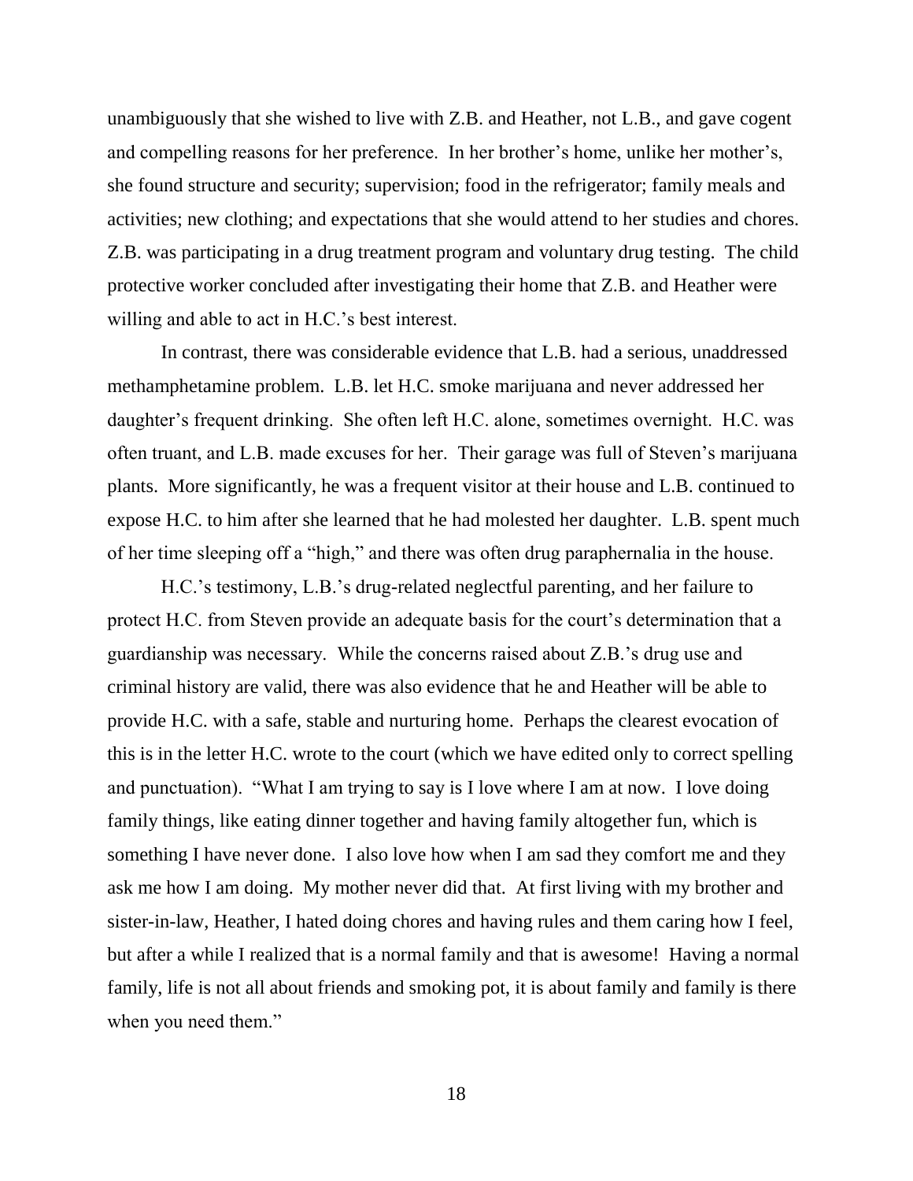unambiguously that she wished to live with Z.B. and Heather, not L.B., and gave cogent and compelling reasons for her preference. In her brother's home, unlike her mother's, she found structure and security; supervision; food in the refrigerator; family meals and activities; new clothing; and expectations that she would attend to her studies and chores. Z.B. was participating in a drug treatment program and voluntary drug testing. The child protective worker concluded after investigating their home that Z.B. and Heather were willing and able to act in H.C.'s best interest.

In contrast, there was considerable evidence that L.B. had a serious, unaddressed methamphetamine problem. L.B. let H.C. smoke marijuana and never addressed her daughter's frequent drinking. She often left H.C. alone, sometimes overnight. H.C. was often truant, and L.B. made excuses for her. Their garage was full of Steven's marijuana plants. More significantly, he was a frequent visitor at their house and L.B. continued to expose H.C. to him after she learned that he had molested her daughter. L.B. spent much of her time sleeping off a "high," and there was often drug paraphernalia in the house.

H.C.'s testimony, L.B.'s drug-related neglectful parenting, and her failure to protect H.C. from Steven provide an adequate basis for the court's determination that a guardianship was necessary. While the concerns raised about Z.B.'s drug use and criminal history are valid, there was also evidence that he and Heather will be able to provide H.C. with a safe, stable and nurturing home. Perhaps the clearest evocation of this is in the letter H.C. wrote to the court (which we have edited only to correct spelling and punctuation). "What I am trying to say is I love where I am at now. I love doing family things, like eating dinner together and having family altogether fun, which is something I have never done. I also love how when I am sad they comfort me and they ask me how I am doing. My mother never did that. At first living with my brother and sister-in-law, Heather, I hated doing chores and having rules and them caring how I feel, but after a while I realized that is a normal family and that is awesome! Having a normal family, life is not all about friends and smoking pot, it is about family and family is there when you need them."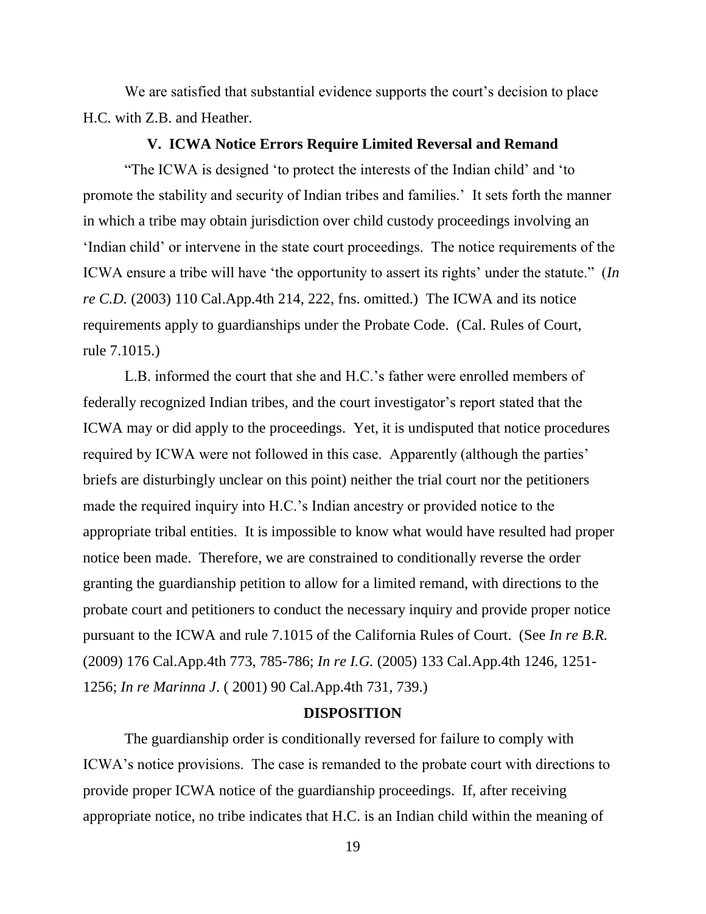We are satisfied that substantial evidence supports the court's decision to place H.C. with Z.B. and Heather.

## V. ICWA Notice Errors Require Limited Reversal and Remand

"The ICWA is designed 'to protect the interests of the Indian child' and 'to promote the stability and security of Indian tribes and families.' It sets forth the manner in which a tribe may obtain jurisdiction over child custody proceedings involving an 'Indian child' or intervene in the state court proceedings. The notice requirements of the ICWA ensure a tribe will have 'the opportunity to assert its rights' under the statute." (*In re C.D.* (2003) 110 Cal.App.4th 214, 222, fns. omitted.) The ICWA and its notice requirements apply to guardianships under the Probate Code. (Cal. Rules of Court, rule 7.1015.)

L.B. informed the court that she and H.C.'s father were enrolled members of federally recognized Indian tribes, and the court investigator's report stated that the ICWA may or did apply to the proceedings. Yet, it is undisputed that notice procedures required by ICWA were not followed in this case. Apparently (although the parties' briefs are disturbingly unclear on this point) neither the trial court nor the petitioners made the required inquiry into H.C.'s Indian ancestry or provided notice to the appropriate tribal entities. It is impossible to know what would have resulted had proper notice been made. Therefore, we are constrained to conditionally reverse the order granting the guardianship petition to allow for a limited remand, with directions to the probate court and petitioners to conduct the necessary inquiry and provide proper notice pursuant to the ICWA and rule 7.1015 of the California Rules of Court. (See *In re B.R.* (2009) 176 Cal.App.4th 773, 785-786; *In re I.G.* (2005) 133 Cal.App.4th 1246, 1251-1256; *In re Marinna J.* ( 2001) 90 Cal.App.4th 731, 739.)

## DISPOSITION

The guardianship order is conditionally reversed for failure to comply with ICWA's notice provisions. The case is remanded to the probate court with directions to provide proper ICWA notice of the guardianship proceedings. If, after receiving appropriate notice, no tribe indicates that H.C. is an Indian child within the meaning of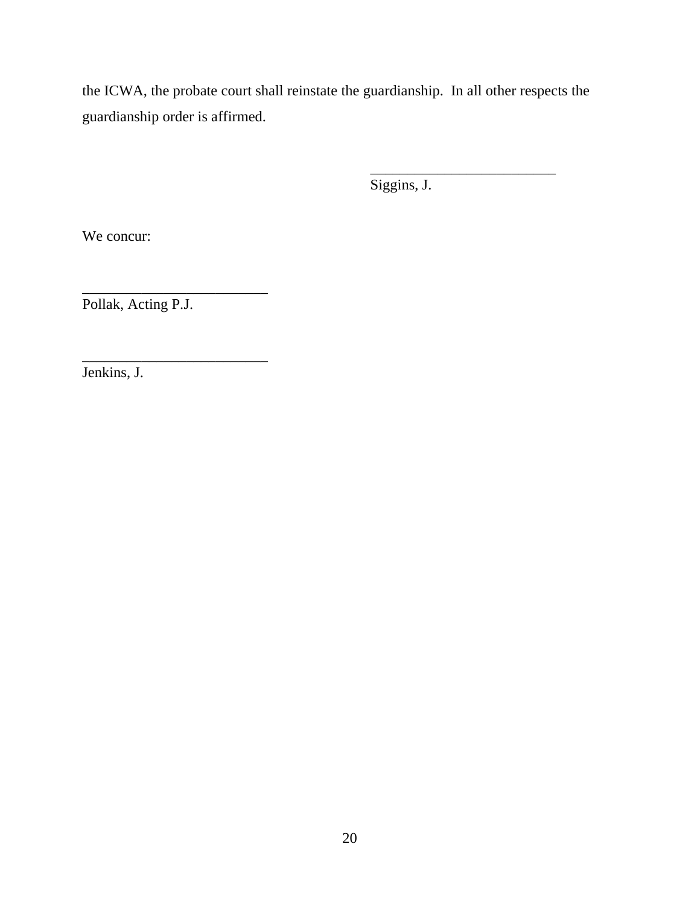the ICWA, the probate court shall reinstate the guardianship. In all other respects the guardianship order is affirmed.

_________________________
Siggins, J.

We concur:

_________________________
Pollak, Acting P.J.

_________________________
Jenkins, J.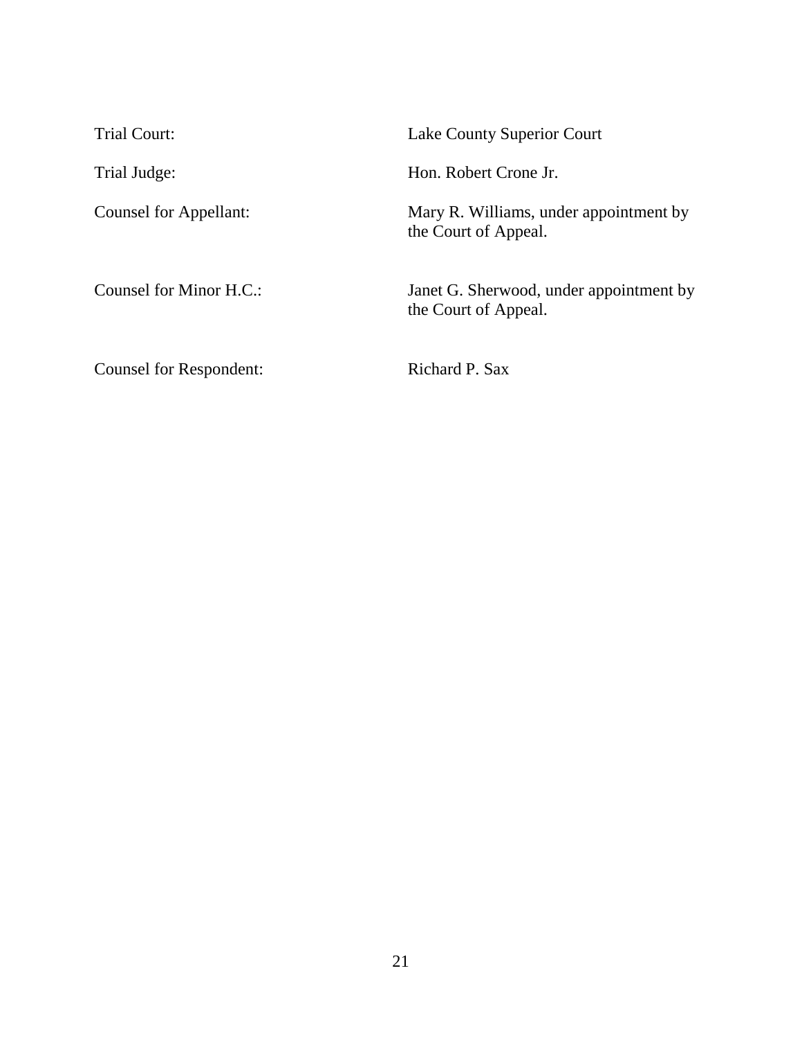| | |
|---|---|
| Trial Court: | Lake County Superior Court |
| Trial Judge: | Hon. Robert Crone Jr. |
| Counsel for Appellant: | Mary R. Williams, under appointment by the Court of Appeal. |
| Counsel for Minor H.C.: | Janet G. Sherwood, under appointment by the Court of Appeal. |
| Counsel for Respondent: | Richard P. Sax |